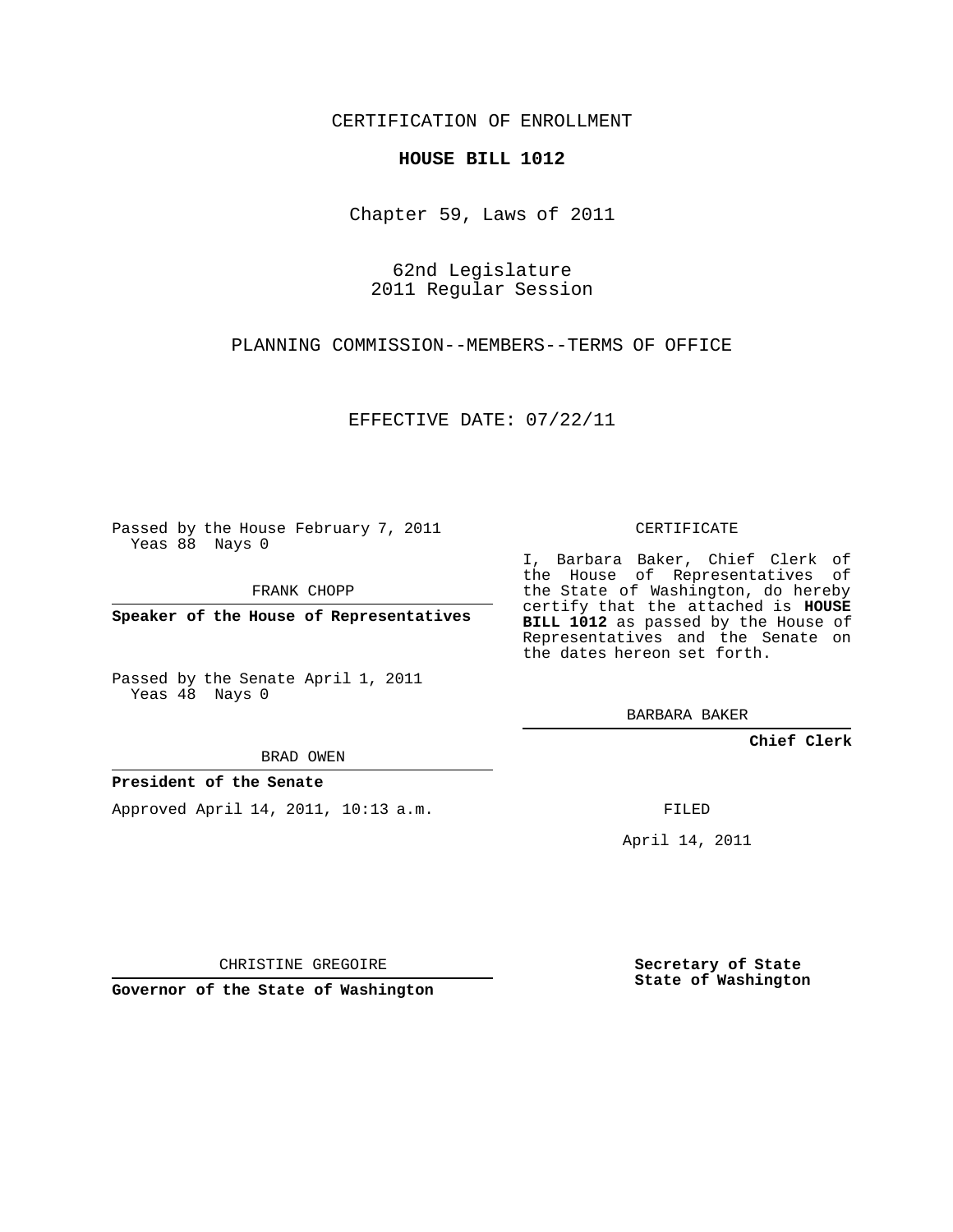CERTIFICATION OF ENROLLMENT

**HOUSE BILL 1012**

Chapter 59, Laws of 2011

62nd Legislature
2011 Regular Session

PLANNING COMMISSION--MEMBERS--TERMS OF OFFICE

EFFECTIVE DATE: 07/22/11

Passed by the House February 7, 2011
Yeas 88 Nays 0

FRANK CHOPP

**Speaker of the House of Representatives**

Passed by the Senate April 1, 2011
Yeas 48 Nays 0

BRAD OWEN

**President of the Senate**

Approved April 14, 2011, 10:13 a.m.

CHRISTINE GREGOIRE

**Governor of the State of Washington**

CERTIFICATE

I, Barbara Baker, Chief Clerk of the House of Representatives of the State of Washington, do hereby certify that the attached is **HOUSE BILL 1012** as passed by the House of Representatives and the Senate on the dates hereon set forth.

BARBARA BAKER

**Chief Clerk**

FILED

April 14, 2011

**Secretary of State**
**State of Washington**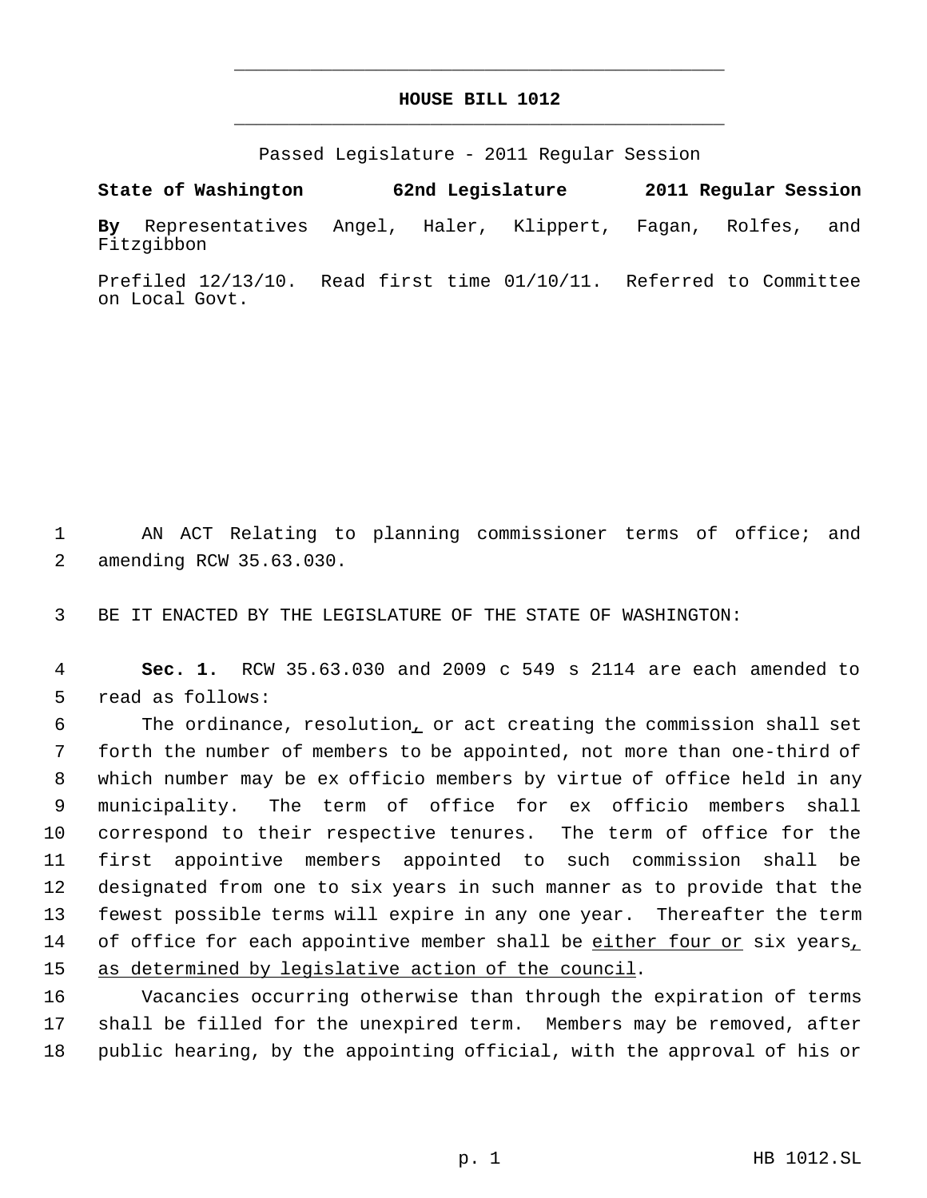# HOUSE BILL 1012

Passed Legislature - 2011 Regular Session

**State of Washington 62nd Legislature 2011 Regular Session**

**By** Representatives Angel, Haler, Klippert, Fagan, Rolfes, and Fitzgibbon

Prefiled 12/13/10. Read first time 01/10/11. Referred to Committee on Local Govt.

1 AN ACT Relating to planning commissioner terms of office; and
2 amending RCW 35.63.030.

3 BE IT ENACTED BY THE LEGISLATURE OF THE STATE OF WASHINGTON:

4 **Sec. 1.** RCW 35.63.030 and 2009 c 549 s 2114 are each amended to
5 read as follows:

6 The ordinance, resolution<u>,</u> or act creating the commission shall set
7 forth the number of members to be appointed, not more than one-third of
8 which number may be ex officio members by virtue of office held in any
9 municipality. The term of office for ex officio members shall
10 correspond to their respective tenures. The term of office for the
11 first appointive members appointed to such commission shall be
12 designated from one to six years in such manner as to provide that the
13 fewest possible terms will expire in any one year. Thereafter the term
14 of office for each appointive member shall be <u>either four or</u> six years<u>,</u>
15 <u>as determined by legislative action of the council</u>.

16 Vacancies occurring otherwise than through the expiration of terms
17 shall be filled for the unexpired term. Members may be removed, after
18 public hearing, by the appointing official, with the approval of his or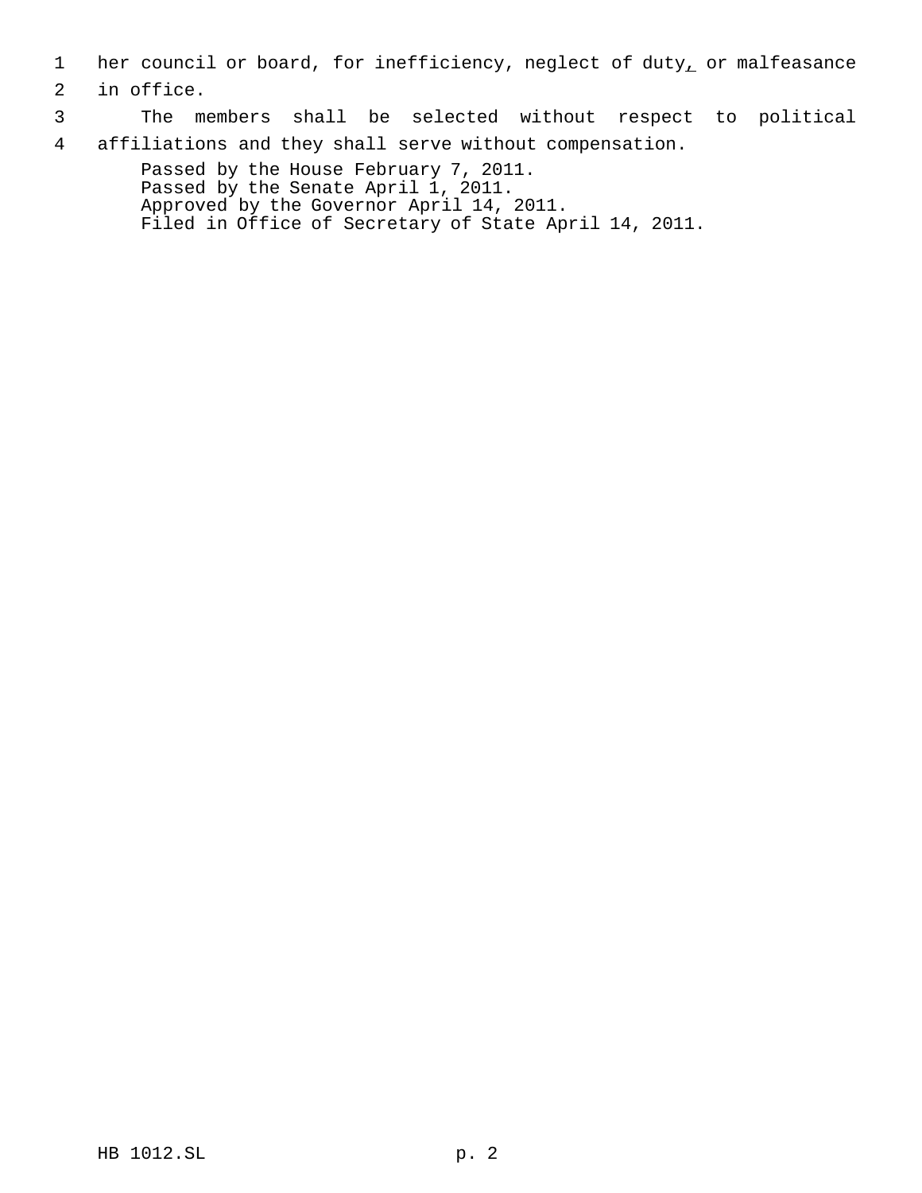her council or board, for inefficiency, neglect of duty, or malfeasance in office.

The members shall be selected without respect to political affiliations and they shall serve without compensation.

Passed by the House February 7, 2011.
Passed by the Senate April 1, 2011.
Approved by the Governor April 14, 2011.
Filed in Office of Secretary of State April 14, 2011.